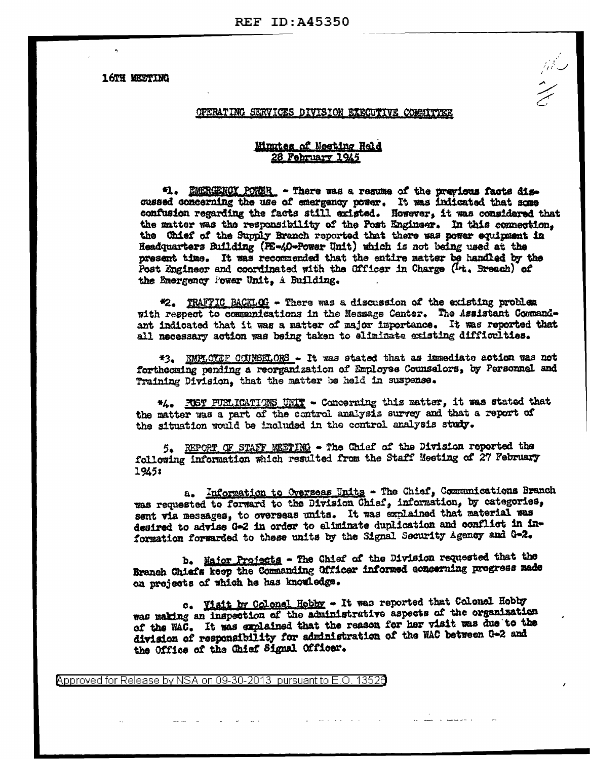16TH MEETING

OPERATING SERVICES DIVISION EXECUTIVE COMMITTEE

Minutes of Meeting Held
28 February 1945

*1. EMERGENCY POWER - There was a resume of the previous facts discussed concerning the use of emergency power. It was indicated that some confusion regarding the facts still existed. However, it was considered that the matter was the responsibility of the Post Engineer. In this connection, the Chief of the Supply Branch reported that there was power equipment in Headquarters Building (PE-40-Power Unit) which is not being used at the present time. It was recommended that the entire matter be handled by the Post Engineer and coordinated with the Officer in Charge (Lt. Breach) of the Emergency Power Unit, A Building.

*2. TRAFFIC BACKLOG - There was a discussion of the existing problem with respect to communications in the Message Center. The Assistant Commandant indicated that it was a matter of major importance. It was reported that all necessary action was being taken to eliminate existing difficulties.

*3. EMPLOYEE COUNSELORS - It was stated that as immediate action was not forthcoming pending a reorganization of Employee Counselors, by Personnel and Training Division, that the matter be held in suspense.

*4. POST PUBLICATIONS UNIT - Concerning this matter, it was stated that the matter was a part of the control analysis survey and that a report of the situation would be included in the control analysis study.

5. REPORT OF STAFF MEETING - The Chief of the Division reported the following information which resulted from the Staff Meeting of 27 February 1945:

a. Information to Overseas Units - The Chief, Communications Branch was requested to forward to the Division Chief, information, by categories, sent via messages, to overseas units. It was explained that material was desired to advise G-2 in order to eliminate duplication and conflict in information forwarded to these units by the Signal Security Agency and G-2.

b. Major Projects - The Chief of the Division requested that the Branch Chiefs keep the Commanding Officer informed concerning progress made on projects of which he has knowledge.

c. Visit by Colonel Hobby - It was reported that Colonel Hobby was making an inspection of the administrative aspects of the organization of the WAC. It was explained that the reason for her visit was due to the division of responsibility for administration of the WAC between G-2 and the Office of the Chief Signal Officer.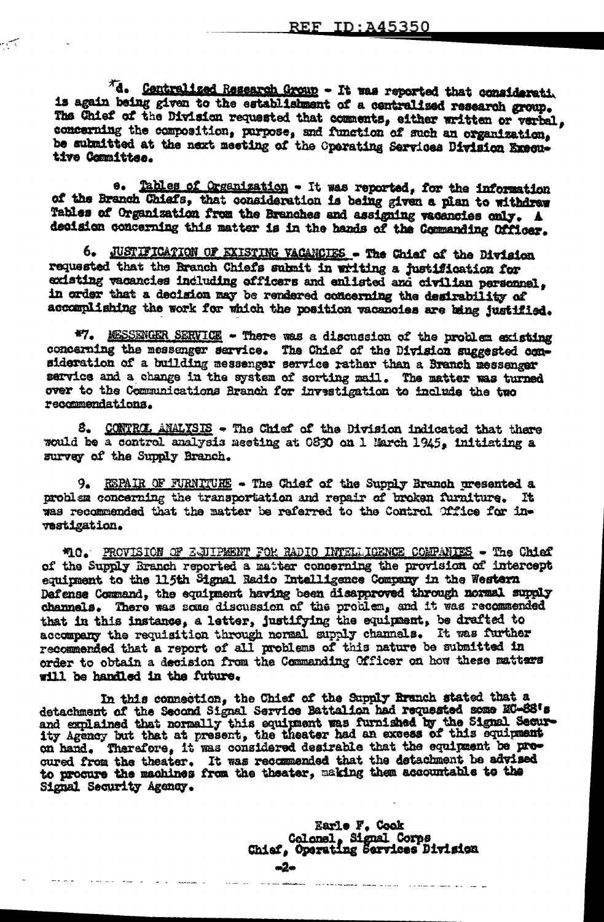*d. Centralized Research Group - It was reported that considerati. is again being given to the establishment of a centralized research group. The Chief of the Division requested that comments, either written or verbal, concerning the composition, purpose, and function of such an organization, be submitted at the next meeting of the Operating Services Division Executive Committee.

e. Tables of Organization - It was reported, for the information of the Branch Chiefs, that consideration is being given a plan to withdraw Tables of Organization from the Branches and assigning vacancies only. A decision concerning this matter is in the hands of the Commanding Officer.

6. JUSTIFICATION OF EXISTING VACANCIES - The Chief of the Division requested that the Branch Chiefs submit in writing a justification for existing vacancies including officers and enlisted and civilian personnel, in order that a decision may be rendered concerning the desirability of accomplishing the work for which the position vacancies are being justified.

*7. MESSENGER SERVICE - There was a discussion of the problem existing concerning the messenger service. The Chief of the Division suggested consideration of a building messenger service rather than a Branch messenger service and a change in the system of sorting mail. The matter was turned over to the Communications Branch for investigation to include the two recommendations.

8. CONTROL ANALYSIS - The Chief of the Division indicated that there would be a control analysis meeting at 0830 on 1 March 1945, initiating a survey of the Supply Branch.

9. REPAIR OF FURNITURE - The Chief of the Supply Branch presented a problem concerning the transportation and repair of broken furniture. It was recommended that the matter be referred to the Control Office for investigation.

*10. PROVISION OF EQUIPMENT FOR RADIO INTELLIGENCE COMPANIES - The Chief of the Supply Branch reported a matter concerning the provision of intercept equipment to the 115th Signal Radio Intelligence Company in the Western Defense Command, the equipment having been disapproved through normal supply channels. There was some discussion of the problem, and it was recommended that in this instance, a letter, justifying the equipment, be drafted to accompany the requisition through normal supply channels. It was further recommended that a report of all problems of this nature be submitted in order to obtain a decision from the Commanding Officer on how these matters will be handled in the future.

In this connection, the Chief of the Supply Branch stated that a detachment of the Second Signal Service Battalion had requested some MC-88's and explained that normally this equipment was furnished by the Signal Security Agency but that at present, the theater had an excess of this equipment on hand. Therefore, it was considered desirable that the equipment be procured from the theater. It was recommended that the detachment be advised to procure the machines from the theater, making them accountable to the Signal Security Agency.

Earle F. Cook
Colonel, Signal Corps
Chief, Operating Services Division